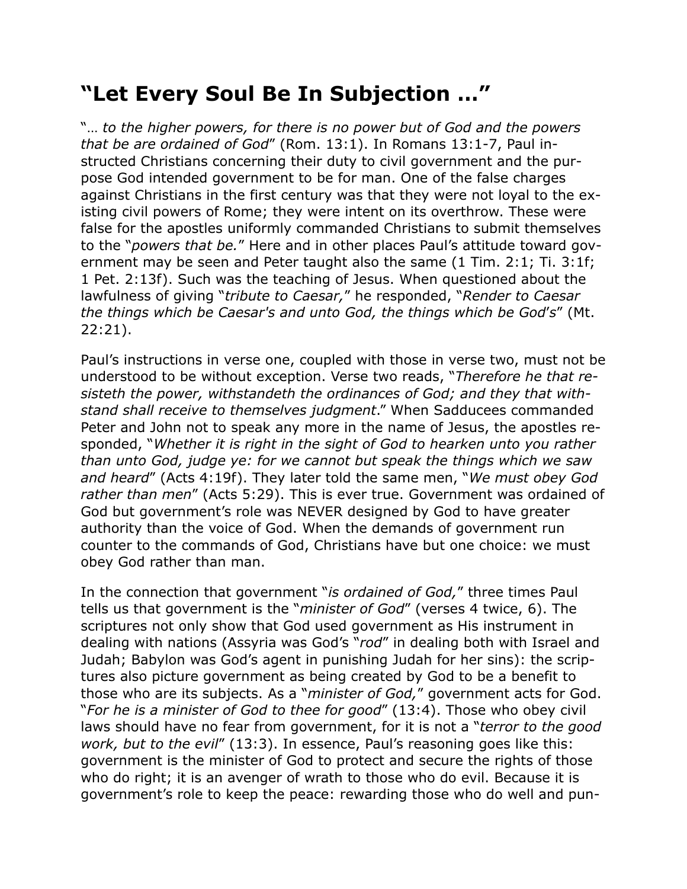# "Let Every Soul Be In Subjection …"

"… *to the higher powers, for there is no power but of God and the powers that be are ordained of God*" (Rom. 13:1). In Romans 13:1-7, Paul instructed Christians concerning their duty to civil government and the purpose God intended government to be for man. One of the false charges against Christians in the first century was that they were not loyal to the existing civil powers of Rome; they were intent on its overthrow. These were false for the apostles uniformly commanded Christians to submit themselves to the "*powers that be.*" Here and in other places Paul's attitude toward government may be seen and Peter taught also the same (1 Tim. 2:1; Ti. 3:1f; 1 Pet. 2:13f). Such was the teaching of Jesus. When questioned about the lawfulness of giving "*tribute to Caesar,*" he responded, "*Render to Caesar the things which be Caesar's and unto God, the things which be God's*" (Mt. 22:21).

Paul's instructions in verse one, coupled with those in verse two, must not be understood to be without exception. Verse two reads, "*Therefore he that resisteth the power, withstandeth the ordinances of God; and they that withstand shall receive to themselves judgment*." When Sadducees commanded Peter and John not to speak any more in the name of Jesus, the apostles responded, "*Whether it is right in the sight of God to hearken unto you rather than unto God, judge ye: for we cannot but speak the things which we saw and heard*" (Acts 4:19f). They later told the same men, "*We must obey God rather than men*" (Acts 5:29). This is ever true. Government was ordained of God but government's role was NEVER designed by God to have greater authority than the voice of God. When the demands of government run counter to the commands of God, Christians have but one choice: we must obey God rather than man.

In the connection that government "*is ordained of God,*" three times Paul tells us that government is the "*minister of God*" (verses 4 twice, 6). The scriptures not only show that God used government as His instrument in dealing with nations (Assyria was God's "*rod*" in dealing both with Israel and Judah; Babylon was God's agent in punishing Judah for her sins): the scriptures also picture government as being created by God to be a benefit to those who are its subjects. As a "*minister of God,*" government acts for God. "*For he is a minister of God to thee for good*" (13:4). Those who obey civil laws should have no fear from government, for it is not a "*terror to the good work, but to the evil*" (13:3). In essence, Paul's reasoning goes like this: government is the minister of God to protect and secure the rights of those who do right; it is an avenger of wrath to those who do evil. Because it is government's role to keep the peace: rewarding those who do well and pun-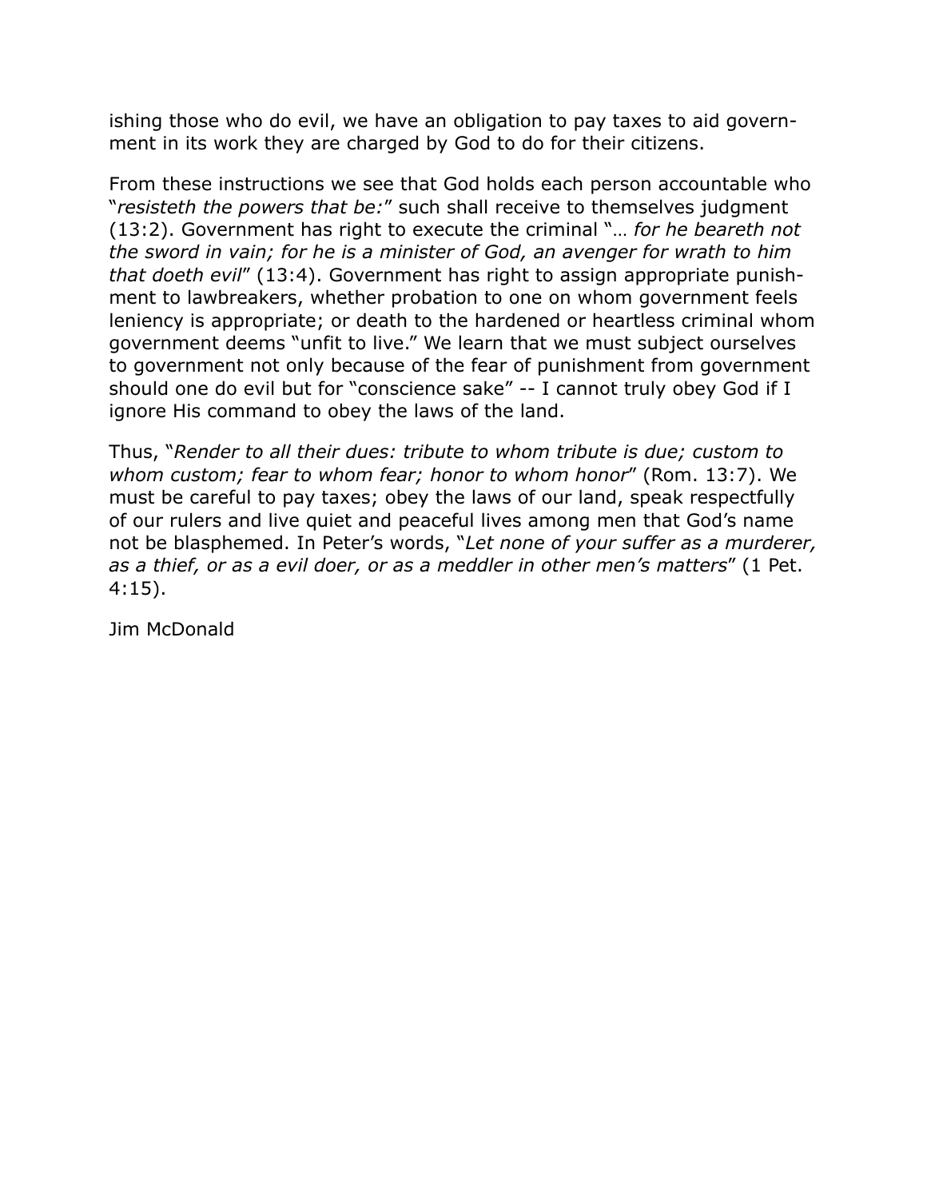ishing those who do evil, we have an obligation to pay taxes to aid government in its work they are charged by God to do for their citizens.

From these instructions we see that God holds each person accountable who "*resisteth the powers that be:*" such shall receive to themselves judgment (13:2). Government has right to execute the criminal "… *for he beareth not the sword in vain; for he is a minister of God, an avenger for wrath to him that doeth evil*" (13:4). Government has right to assign appropriate punishment to lawbreakers, whether probation to one on whom government feels leniency is appropriate; or death to the hardened or heartless criminal whom government deems "unfit to live." We learn that we must subject ourselves to government not only because of the fear of punishment from government should one do evil but for "conscience sake" -- I cannot truly obey God if I ignore His command to obey the laws of the land.

Thus, "*Render to all their dues: tribute to whom tribute is due; custom to whom custom; fear to whom fear; honor to whom honor*" (Rom. 13:7). We must be careful to pay taxes; obey the laws of our land, speak respectfully of our rulers and live quiet and peaceful lives among men that God's name not be blasphemed. In Peter's words, "*Let none of your suffer as a murderer, as a thief, or as a evil doer, or as a meddler in other men's matters*" (1 Pet. 4:15).

Jim McDonald